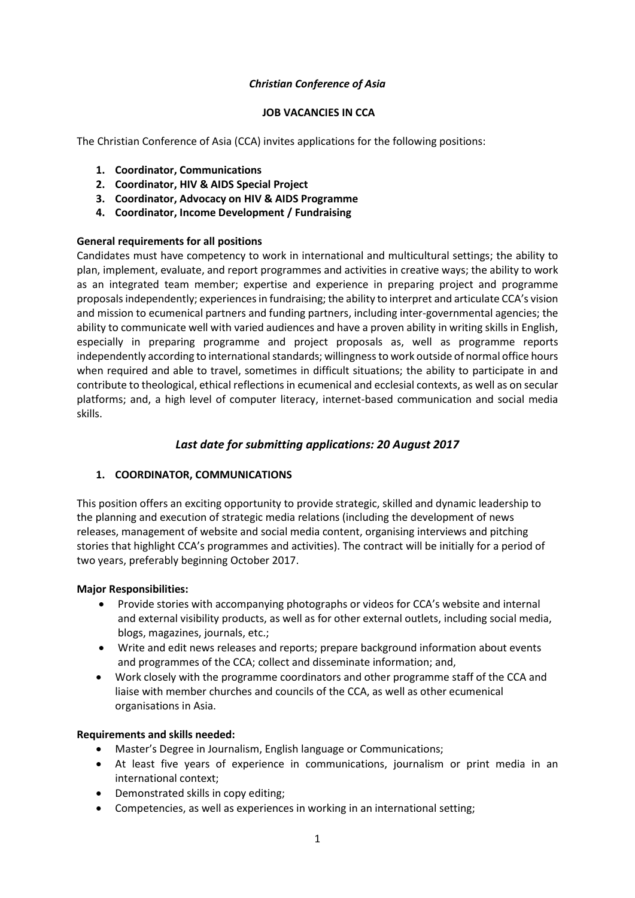*Christian Conference of Asia*

**JOB VACANCIES IN CCA**

The Christian Conference of Asia (CCA) invites applications for the following positions:

1. **Coordinator, Communications**
2. **Coordinator, HIV & AIDS Special Project**
3. **Coordinator, Advocacy on HIV & AIDS Programme**
4. **Coordinator, Income Development / Fundraising**

**General requirements for all positions**

Candidates must have competency to work in international and multicultural settings; the ability to plan, implement, evaluate, and report programmes and activities in creative ways; the ability to work as an integrated team member; expertise and experience in preparing project and programme proposals independently; experiences in fundraising; the ability to interpret and articulate CCA's vision and mission to ecumenical partners and funding partners, including inter-governmental agencies; the ability to communicate well with varied audiences and have a proven ability in writing skills in English, especially in preparing programme and project proposals as, well as programme reports independently according to international standards; willingness to work outside of normal office hours when required and able to travel, sometimes in difficult situations; the ability to participate in and contribute to theological, ethical reflections in ecumenical and ecclesial contexts, as well as on secular platforms; and, a high level of computer literacy, internet-based communication and social media skills.

## *Last date for submitting applications: 20 August 2017*

### 1. COORDINATOR, COMMUNICATIONS

This position offers an exciting opportunity to provide strategic, skilled and dynamic leadership to the planning and execution of strategic media relations (including the development of news releases, management of website and social media content, organising interviews and pitching stories that highlight CCA's programmes and activities). The contract will be initially for a period of two years, preferably beginning October 2017.

**Major Responsibilities:**

- Provide stories with accompanying photographs or videos for CCA's website and internal and external visibility products, as well as for other external outlets, including social media, blogs, magazines, journals, etc.;
- Write and edit news releases and reports; prepare background information about events and programmes of the CCA; collect and disseminate information; and,
- Work closely with the programme coordinators and other programme staff of the CCA and liaise with member churches and councils of the CCA, as well as other ecumenical organisations in Asia.

**Requirements and skills needed:**

- Master's Degree in Journalism, English language or Communications;
- At least five years of experience in communications, journalism or print media in an international context;
- Demonstrated skills in copy editing;
- Competencies, as well as experiences in working in an international setting;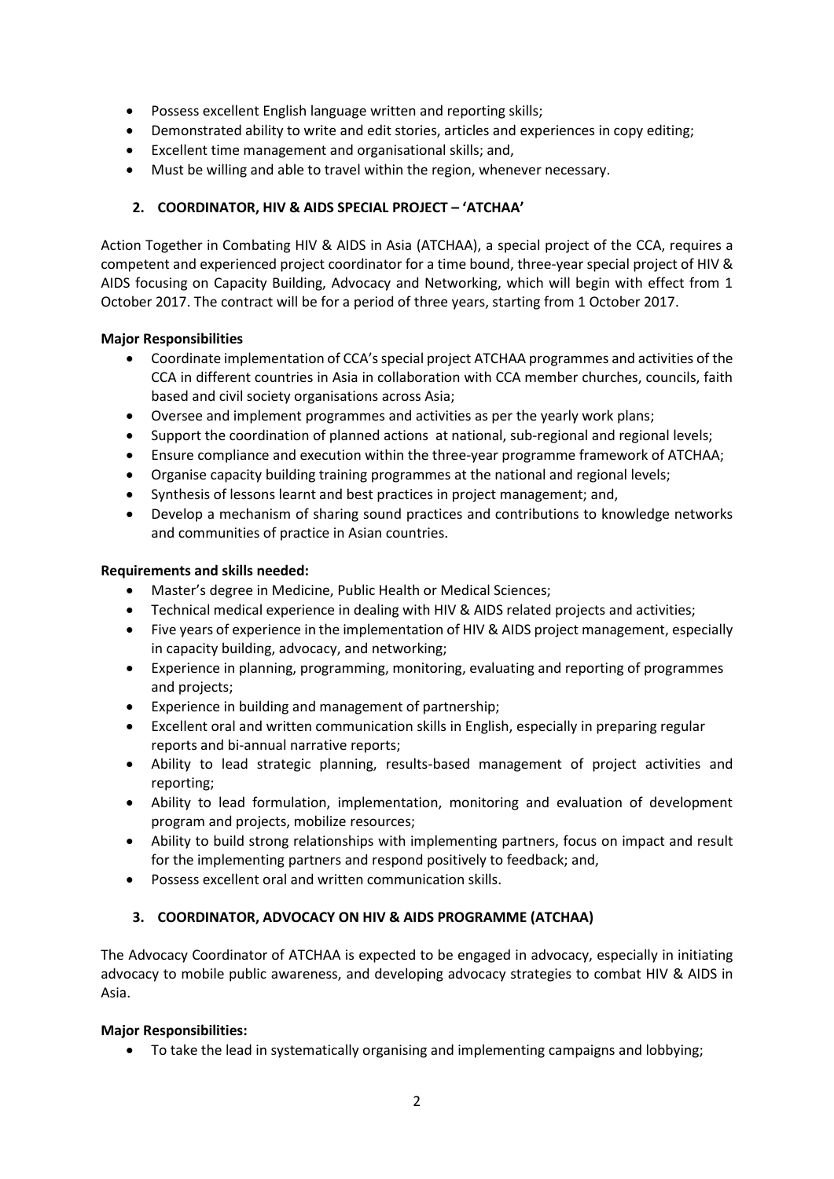- Possess excellent English language written and reporting skills;
- Demonstrated ability to write and edit stories, articles and experiences in copy editing;
- Excellent time management and organisational skills; and,
- Must be willing and able to travel within the region, whenever necessary.

## 2. COORDINATOR, HIV & AIDS SPECIAL PROJECT – 'ATCHAA'

Action Together in Combating HIV & AIDS in Asia (ATCHAA), a special project of the CCA, requires a competent and experienced project coordinator for a time bound, three-year special project of HIV & AIDS focusing on Capacity Building, Advocacy and Networking, which will begin with effect from 1 October 2017. The contract will be for a period of three years, starting from 1 October 2017.

**Major Responsibilities**

- Coordinate implementation of CCA's special project ATCHAA programmes and activities of the CCA in different countries in Asia in collaboration with CCA member churches, councils, faith based and civil society organisations across Asia;
- Oversee and implement programmes and activities as per the yearly work plans;
- Support the coordination of planned actions at national, sub-regional and regional levels;
- Ensure compliance and execution within the three-year programme framework of ATCHAA;
- Organise capacity building training programmes at the national and regional levels;
- Synthesis of lessons learnt and best practices in project management; and,
- Develop a mechanism of sharing sound practices and contributions to knowledge networks and communities of practice in Asian countries.

**Requirements and skills needed:**

- Master's degree in Medicine, Public Health or Medical Sciences;
- Technical medical experience in dealing with HIV & AIDS related projects and activities;
- Five years of experience in the implementation of HIV & AIDS project management, especially in capacity building, advocacy, and networking;
- Experience in planning, programming, monitoring, evaluating and reporting of programmes and projects;
- Experience in building and management of partnership;
- Excellent oral and written communication skills in English, especially in preparing regular reports and bi-annual narrative reports;
- Ability to lead strategic planning, results-based management of project activities and reporting;
- Ability to lead formulation, implementation, monitoring and evaluation of development program and projects, mobilize resources;
- Ability to build strong relationships with implementing partners, focus on impact and result for the implementing partners and respond positively to feedback; and,
- Possess excellent oral and written communication skills.

## 3. COORDINATOR, ADVOCACY ON HIV & AIDS PROGRAMME (ATCHAA)

The Advocacy Coordinator of ATCHAA is expected to be engaged in advocacy, especially in initiating advocacy to mobile public awareness, and developing advocacy strategies to combat HIV & AIDS in Asia.

**Major Responsibilities:**

- To take the lead in systematically organising and implementing campaigns and lobbying;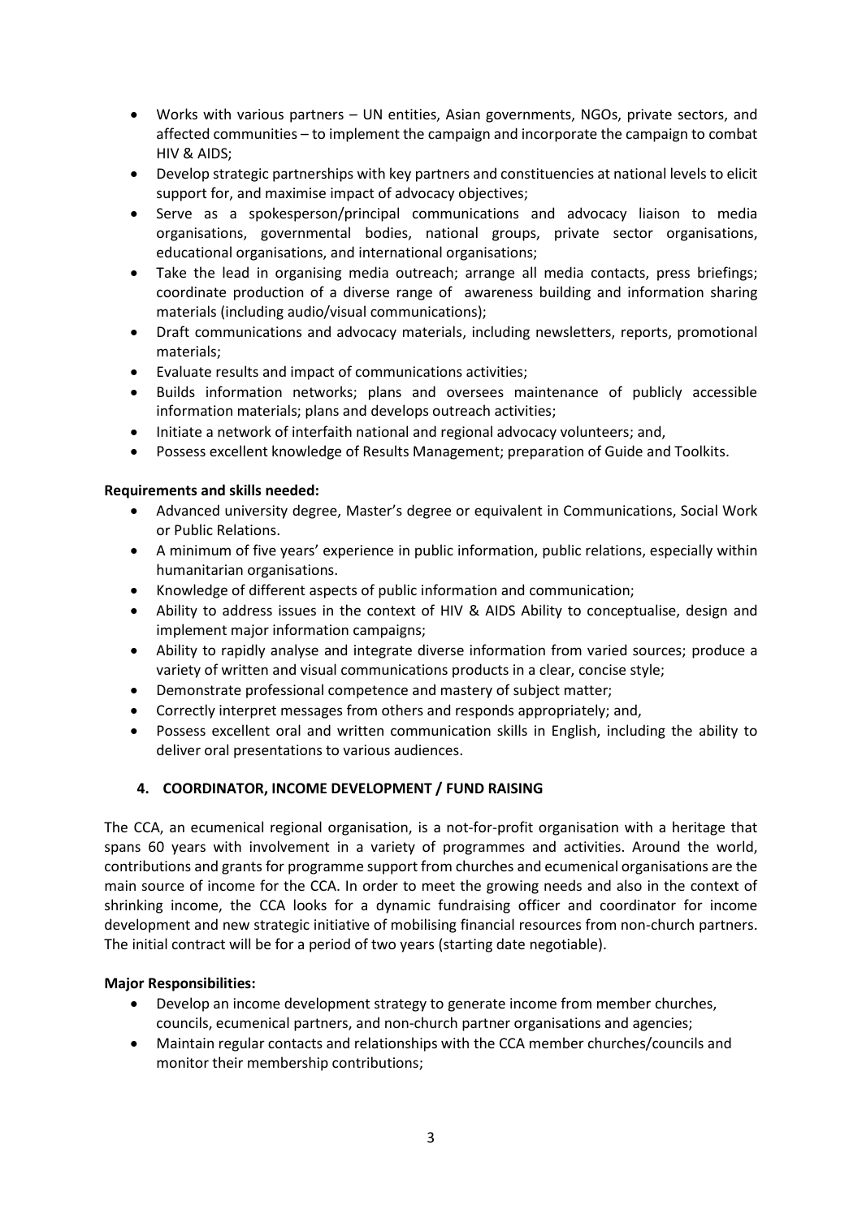- Works with various partners – UN entities, Asian governments, NGOs, private sectors, and affected communities – to implement the campaign and incorporate the campaign to combat HIV & AIDS;
- Develop strategic partnerships with key partners and constituencies at national levels to elicit support for, and maximise impact of advocacy objectives;
- Serve as a spokesperson/principal communications and advocacy liaison to media organisations, governmental bodies, national groups, private sector organisations, educational organisations, and international organisations;
- Take the lead in organising media outreach; arrange all media contacts, press briefings; coordinate production of a diverse range of awareness building and information sharing materials (including audio/visual communications);
- Draft communications and advocacy materials, including newsletters, reports, promotional materials;
- Evaluate results and impact of communications activities;
- Builds information networks; plans and oversees maintenance of publicly accessible information materials; plans and develops outreach activities;
- Initiate a network of interfaith national and regional advocacy volunteers; and,
- Possess excellent knowledge of Results Management; preparation of Guide and Toolkits.

**Requirements and skills needed:**

- Advanced university degree, Master's degree or equivalent in Communications, Social Work or Public Relations.
- A minimum of five years' experience in public information, public relations, especially within humanitarian organisations.
- Knowledge of different aspects of public information and communication;
- Ability to address issues in the context of HIV & AIDS Ability to conceptualise, design and implement major information campaigns;
- Ability to rapidly analyse and integrate diverse information from varied sources; produce a variety of written and visual communications products in a clear, concise style;
- Demonstrate professional competence and mastery of subject matter;
- Correctly interpret messages from others and responds appropriately; and,
- Possess excellent oral and written communication skills in English, including the ability to deliver oral presentations to various audiences.

## 4. COORDINATOR, INCOME DEVELOPMENT / FUND RAISING

The CCA, an ecumenical regional organisation, is a not-for-profit organisation with a heritage that spans 60 years with involvement in a variety of programmes and activities. Around the world, contributions and grants for programme support from churches and ecumenical organisations are the main source of income for the CCA. In order to meet the growing needs and also in the context of shrinking income, the CCA looks for a dynamic fundraising officer and coordinator for income development and new strategic initiative of mobilising financial resources from non-church partners. The initial contract will be for a period of two years (starting date negotiable).

**Major Responsibilities:**

- Develop an income development strategy to generate income from member churches, councils, ecumenical partners, and non-church partner organisations and agencies;
- Maintain regular contacts and relationships with the CCA member churches/councils and monitor their membership contributions;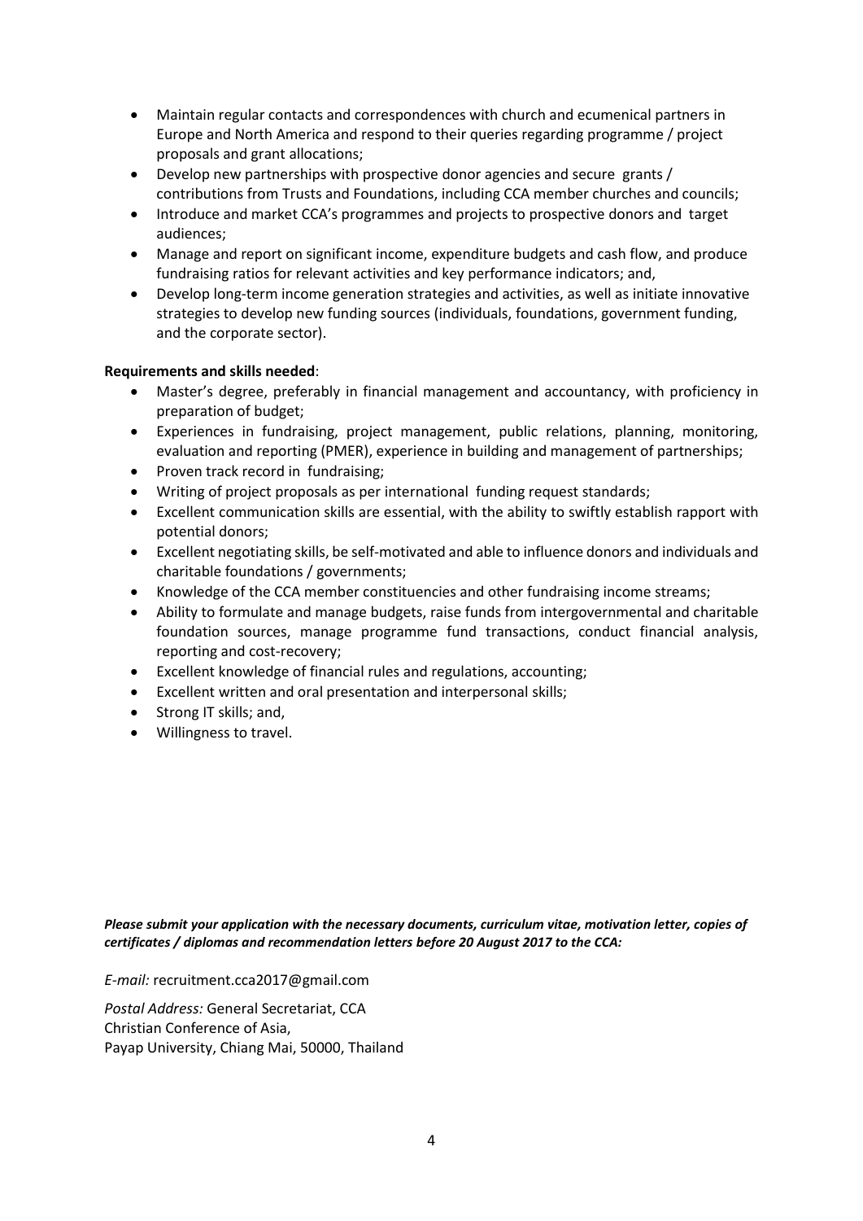- Maintain regular contacts and correspondences with church and ecumenical partners in Europe and North America and respond to their queries regarding programme / project proposals and grant allocations;
- Develop new partnerships with prospective donor agencies and secure grants / contributions from Trusts and Foundations, including CCA member churches and councils;
- Introduce and market CCA's programmes and projects to prospective donors and target audiences;
- Manage and report on significant income, expenditure budgets and cash flow, and produce fundraising ratios for relevant activities and key performance indicators; and,
- Develop long-term income generation strategies and activities, as well as initiate innovative strategies to develop new funding sources (individuals, foundations, government funding, and the corporate sector).

**Requirements and skills needed**:

- Master's degree, preferably in financial management and accountancy, with proficiency in preparation of budget;
- Experiences in fundraising, project management, public relations, planning, monitoring, evaluation and reporting (PMER), experience in building and management of partnerships;
- Proven track record in fundraising;
- Writing of project proposals as per international funding request standards;
- Excellent communication skills are essential, with the ability to swiftly establish rapport with potential donors;
- Excellent negotiating skills, be self-motivated and able to influence donors and individuals and charitable foundations / governments;
- Knowledge of the CCA member constituencies and other fundraising income streams;
- Ability to formulate and manage budgets, raise funds from intergovernmental and charitable foundation sources, manage programme fund transactions, conduct financial analysis, reporting and cost-recovery;
- Excellent knowledge of financial rules and regulations, accounting;
- Excellent written and oral presentation and interpersonal skills;
- Strong IT skills; and,
- Willingness to travel.

***Please submit your application with the necessary documents, curriculum vitae, motivation letter, copies of certificates / diplomas and recommendation letters before 20 August 2017 to the CCA:***

*E-mail:* recruitment.cca2017@gmail.com

*Postal Address:* General Secretariat, CCA
Christian Conference of Asia,
Payap University, Chiang Mai, 50000, Thailand